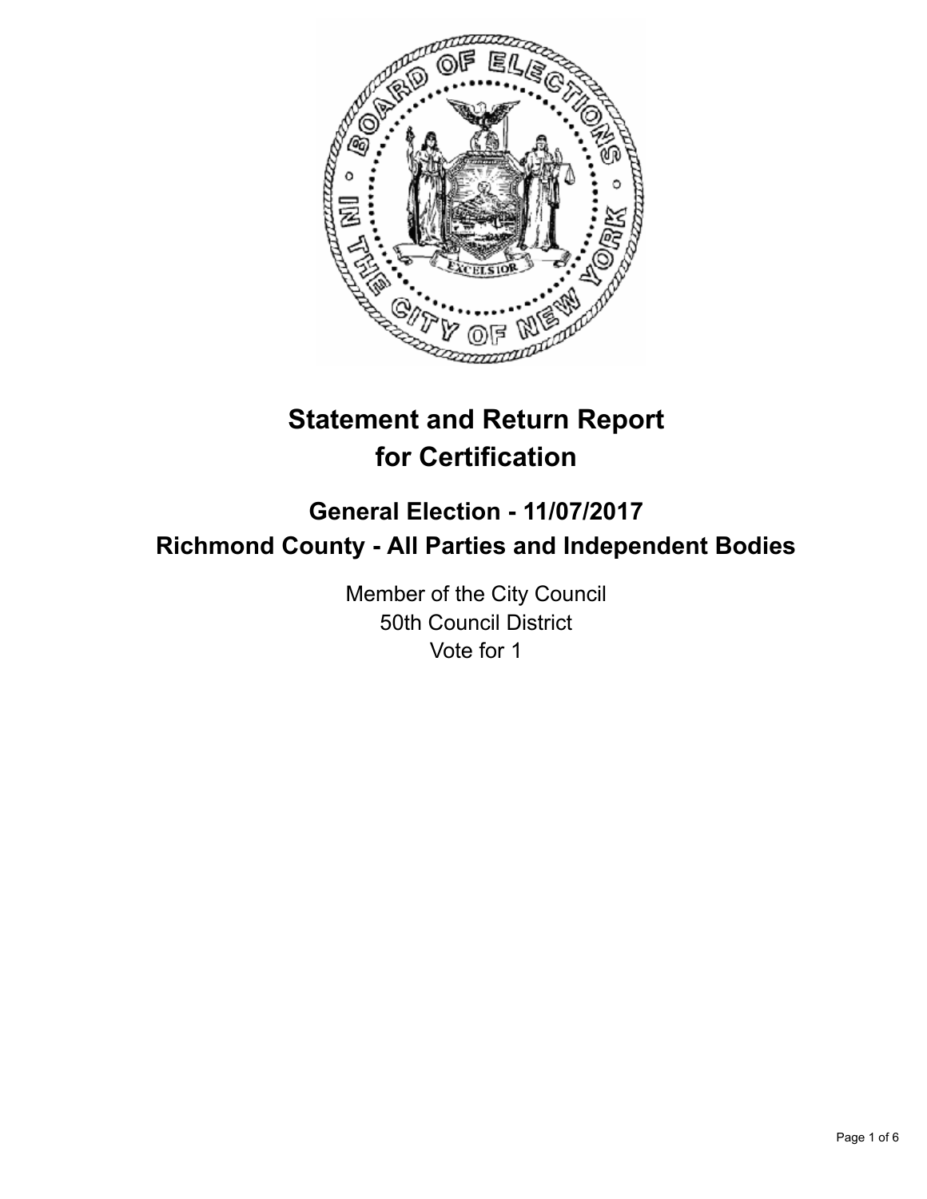# Statement and Return Report for Certification

## General Election - 11/07/2017
## Richmond County - All Parties and Independent Bodies

Member of the City Council
50th Council District
Vote for 1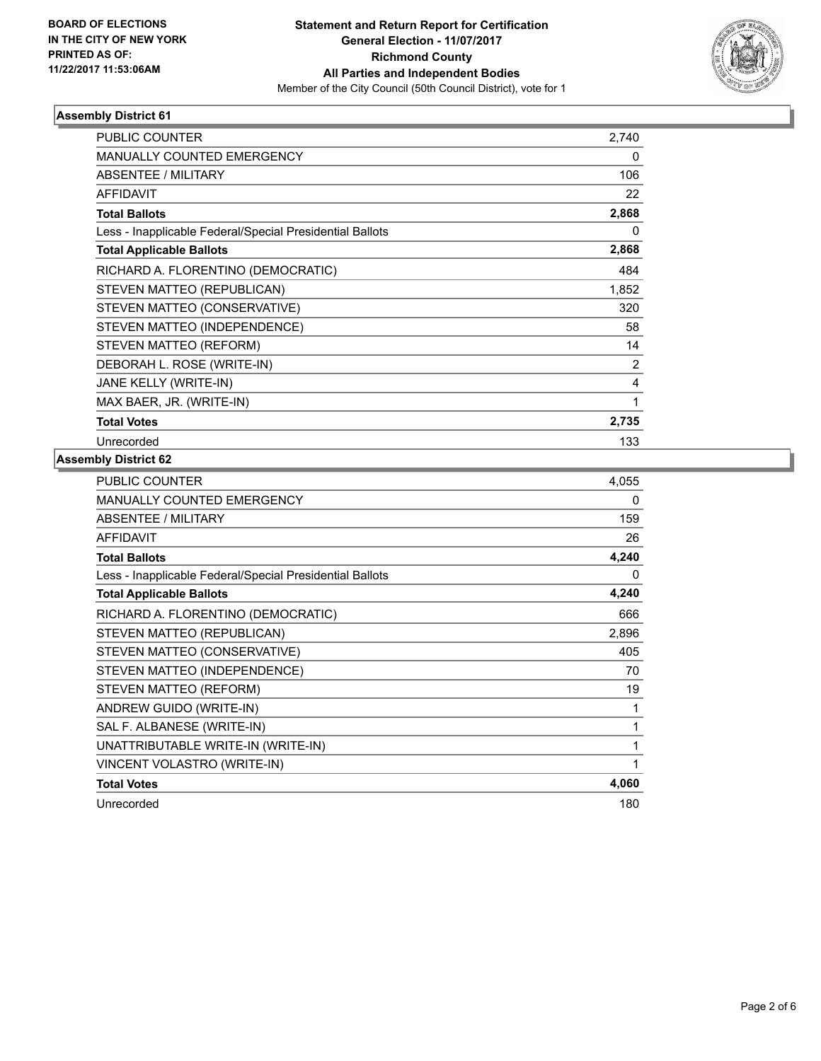**BOARD OF ELECTIONS IN THE CITY OF NEW YORK PRINTED AS OF: 11/22/2017 11:53:06AM**

# Statement and Return Report for Certification
## General Election - 11/07/2017
## Richmond County
## All Parties and Independent Bodies
Member of the City Council (50th Council District), vote for 1

### Assembly District 61

| | |
|---|---|
| PUBLIC COUNTER | 2,740 |
| MANUALLY COUNTED EMERGENCY | 0 |
| ABSENTEE / MILITARY | 106 |
| AFFIDAVIT | 22 |
| **Total Ballots** | **2,868** |
| Less - Inapplicable Federal/Special Presidential Ballots | 0 |
| **Total Applicable Ballots** | **2,868** |
| RICHARD A. FLORENTINO (DEMOCRATIC) | 484 |
| STEVEN MATTEO (REPUBLICAN) | 1,852 |
| STEVEN MATTEO (CONSERVATIVE) | 320 |
| STEVEN MATTEO (INDEPENDENCE) | 58 |
| STEVEN MATTEO (REFORM) | 14 |
| DEBORAH L. ROSE (WRITE-IN) | 2 |
| JANE KELLY (WRITE-IN) | 4 |
| MAX BAER, JR. (WRITE-IN) | 1 |
| **Total Votes** | **2,735** |
| Unrecorded | 133 |

### Assembly District 62

| | |
|---|---|
| PUBLIC COUNTER | 4,055 |
| MANUALLY COUNTED EMERGENCY | 0 |
| ABSENTEE / MILITARY | 159 |
| AFFIDAVIT | 26 |
| **Total Ballots** | **4,240** |
| Less - Inapplicable Federal/Special Presidential Ballots | 0 |
| **Total Applicable Ballots** | **4,240** |
| RICHARD A. FLORENTINO (DEMOCRATIC) | 666 |
| STEVEN MATTEO (REPUBLICAN) | 2,896 |
| STEVEN MATTEO (CONSERVATIVE) | 405 |
| STEVEN MATTEO (INDEPENDENCE) | 70 |
| STEVEN MATTEO (REFORM) | 19 |
| ANDREW GUIDO (WRITE-IN) | 1 |
| SAL F. ALBANESE (WRITE-IN) | 1 |
| UNATTRIBUTABLE WRITE-IN (WRITE-IN) | 1 |
| VINCENT VOLASTRO (WRITE-IN) | 1 |
| **Total Votes** | **4,060** |
| Unrecorded | 180 |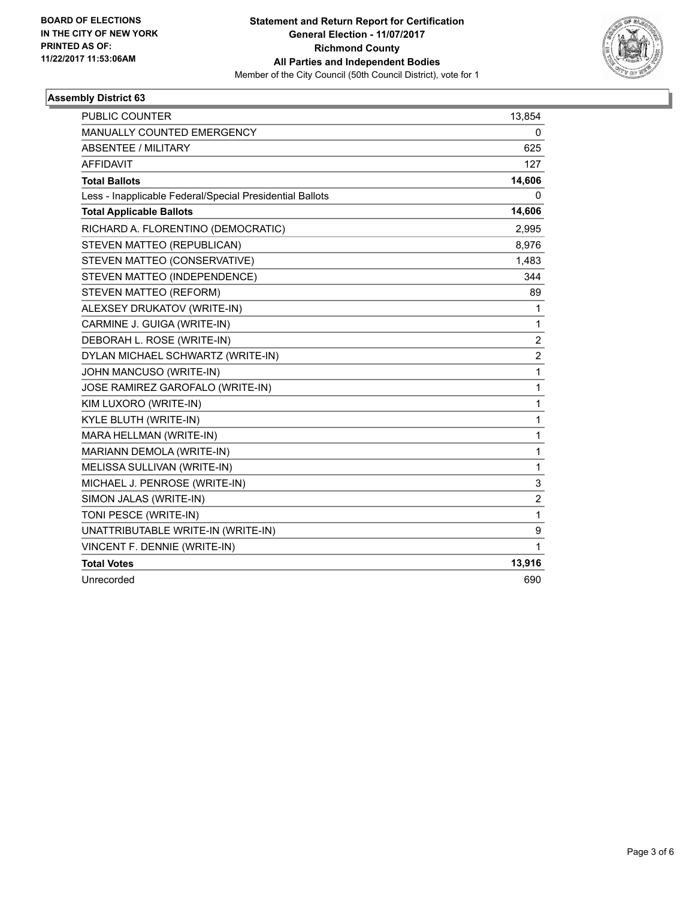BOARD OF ELECTIONS
IN THE CITY OF NEW YORK
PRINTED AS OF:
11/22/2017 11:53:06AM

**Statement and Return Report for Certification**
**General Election - 11/07/2017**
**Richmond County**
**All Parties and Independent Bodies**
Member of the City Council (50th Council District), vote for 1

### Assembly District 63

| | |
|---|---|
| PUBLIC COUNTER | 13,854 |
| MANUALLY COUNTED EMERGENCY | 0 |
| ABSENTEE / MILITARY | 625 |
| AFFIDAVIT | 127 |
| **Total Ballots** | **14,606** |
| Less - Inapplicable Federal/Special Presidential Ballots | 0 |
| **Total Applicable Ballots** | **14,606** |
| RICHARD A. FLORENTINO (DEMOCRATIC) | 2,995 |
| STEVEN MATTEO (REPUBLICAN) | 8,976 |
| STEVEN MATTEO (CONSERVATIVE) | 1,483 |
| STEVEN MATTEO (INDEPENDENCE) | 344 |
| STEVEN MATTEO (REFORM) | 89 |
| ALEXSEY DRUKATOV (WRITE-IN) | 1 |
| CARMINE J. GUIGA (WRITE-IN) | 1 |
| DEBORAH L. ROSE (WRITE-IN) | 2 |
| DYLAN MICHAEL SCHWARTZ (WRITE-IN) | 2 |
| JOHN MANCUSO (WRITE-IN) | 1 |
| JOSE RAMIREZ GAROFALO (WRITE-IN) | 1 |
| KIM LUXORO (WRITE-IN) | 1 |
| KYLE BLUTH (WRITE-IN) | 1 |
| MARA HELLMAN (WRITE-IN) | 1 |
| MARIANN DEMOLA (WRITE-IN) | 1 |
| MELISSA SULLIVAN (WRITE-IN) | 1 |
| MICHAEL J. PENROSE (WRITE-IN) | 3 |
| SIMON JALAS (WRITE-IN) | 2 |
| TONI PESCE (WRITE-IN) | 1 |
| UNATTRIBUTABLE WRITE-IN (WRITE-IN) | 9 |
| VINCENT F. DENNIE (WRITE-IN) | 1 |
| **Total Votes** | **13,916** |
| Unrecorded | 690 |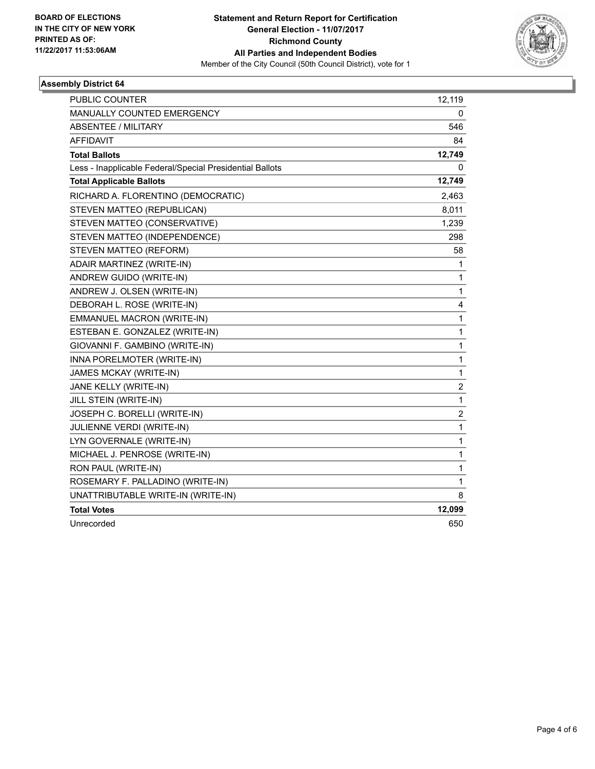BOARD OF ELECTIONS
IN THE CITY OF NEW YORK
PRINTED AS OF:
11/22/2017 11:53:06AM

**Statement and Return Report for Certification**
**General Election - 11/07/2017**
**Richmond County**
**All Parties and Independent Bodies**
Member of the City Council (50th Council District), vote for 1

## Assembly District 64

| | |
|---|---|
| PUBLIC COUNTER | 12,119 |
| MANUALLY COUNTED EMERGENCY | 0 |
| ABSENTEE / MILITARY | 546 |
| AFFIDAVIT | 84 |
| **Total Ballots** | **12,749** |
| Less - Inapplicable Federal/Special Presidential Ballots | 0 |
| **Total Applicable Ballots** | **12,749** |
| RICHARD A. FLORENTINO (DEMOCRATIC) | 2,463 |
| STEVEN MATTEO (REPUBLICAN) | 8,011 |
| STEVEN MATTEO (CONSERVATIVE) | 1,239 |
| STEVEN MATTEO (INDEPENDENCE) | 298 |
| STEVEN MATTEO (REFORM) | 58 |
| ADAIR MARTINEZ (WRITE-IN) | 1 |
| ANDREW GUIDO (WRITE-IN) | 1 |
| ANDREW J. OLSEN (WRITE-IN) | 1 |
| DEBORAH L. ROSE (WRITE-IN) | 4 |
| EMMANUEL MACRON (WRITE-IN) | 1 |
| ESTEBAN E. GONZALEZ (WRITE-IN) | 1 |
| GIOVANNI F. GAMBINO (WRITE-IN) | 1 |
| INNA PORELMOTER (WRITE-IN) | 1 |
| JAMES MCKAY (WRITE-IN) | 1 |
| JANE KELLY (WRITE-IN) | 2 |
| JILL STEIN (WRITE-IN) | 1 |
| JOSEPH C. BORELLI (WRITE-IN) | 2 |
| JULIENNE VERDI (WRITE-IN) | 1 |
| LYN GOVERNALE (WRITE-IN) | 1 |
| MICHAEL J. PENROSE (WRITE-IN) | 1 |
| RON PAUL (WRITE-IN) | 1 |
| ROSEMARY F. PALLADINO (WRITE-IN) | 1 |
| UNATTRIBUTABLE WRITE-IN (WRITE-IN) | 8 |
| **Total Votes** | **12,099** |
| Unrecorded | 650 |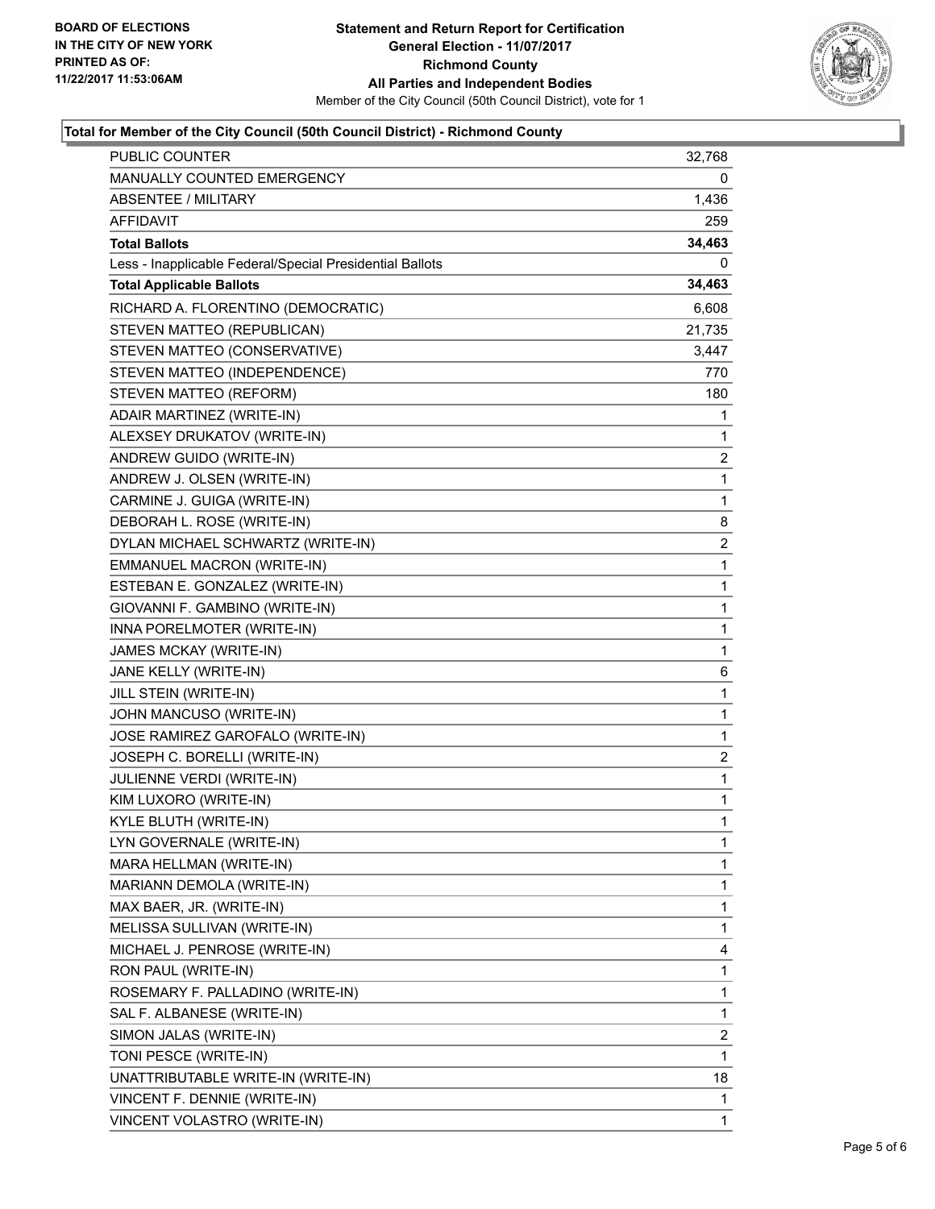BOARD OF ELECTIONS
IN THE CITY OF NEW YORK
PRINTED AS OF:
11/22/2017 11:53:06AM

**Statement and Return Report for Certification**
**General Election - 11/07/2017**
**Richmond County**
**All Parties and Independent Bodies**
Member of the City Council (50th Council District), vote for 1

### Total for Member of the City Council (50th Council District) - Richmond County

| | |
|---|---|
| PUBLIC COUNTER | 32,768 |
| MANUALLY COUNTED EMERGENCY | 0 |
| ABSENTEE / MILITARY | 1,436 |
| AFFIDAVIT | 259 |
| **Total Ballots** | **34,463** |
| Less - Inapplicable Federal/Special Presidential Ballots | 0 |
| **Total Applicable Ballots** | **34,463** |
| RICHARD A. FLORENTINO (DEMOCRATIC) | 6,608 |
| STEVEN MATTEO (REPUBLICAN) | 21,735 |
| STEVEN MATTEO (CONSERVATIVE) | 3,447 |
| STEVEN MATTEO (INDEPENDENCE) | 770 |
| STEVEN MATTEO (REFORM) | 180 |
| ADAIR MARTINEZ (WRITE-IN) | 1 |
| ALEXSEY DRUKATOV (WRITE-IN) | 1 |
| ANDREW GUIDO (WRITE-IN) | 2 |
| ANDREW J. OLSEN (WRITE-IN) | 1 |
| CARMINE J. GUIGA (WRITE-IN) | 1 |
| DEBORAH L. ROSE (WRITE-IN) | 8 |
| DYLAN MICHAEL SCHWARTZ (WRITE-IN) | 2 |
| EMMANUEL MACRON (WRITE-IN) | 1 |
| ESTEBAN E. GONZALEZ (WRITE-IN) | 1 |
| GIOVANNI F. GAMBINO (WRITE-IN) | 1 |
| INNA PORELMOTER (WRITE-IN) | 1 |
| JAMES MCKAY (WRITE-IN) | 1 |
| JANE KELLY (WRITE-IN) | 6 |
| JILL STEIN (WRITE-IN) | 1 |
| JOHN MANCUSO (WRITE-IN) | 1 |
| JOSE RAMIREZ GAROFALO (WRITE-IN) | 1 |
| JOSEPH C. BORELLI (WRITE-IN) | 2 |
| JULIENNE VERDI (WRITE-IN) | 1 |
| KIM LUXORO (WRITE-IN) | 1 |
| KYLE BLUTH (WRITE-IN) | 1 |
| LYN GOVERNALE (WRITE-IN) | 1 |
| MARA HELLMAN (WRITE-IN) | 1 |
| MARIANN DEMOLA (WRITE-IN) | 1 |
| MAX BAER, JR. (WRITE-IN) | 1 |
| MELISSA SULLIVAN (WRITE-IN) | 1 |
| MICHAEL J. PENROSE (WRITE-IN) | 4 |
| RON PAUL (WRITE-IN) | 1 |
| ROSEMARY F. PALLADINO (WRITE-IN) | 1 |
| SAL F. ALBANESE (WRITE-IN) | 1 |
| SIMON JALAS (WRITE-IN) | 2 |
| TONI PESCE (WRITE-IN) | 1 |
| UNATTRIBUTABLE WRITE-IN (WRITE-IN) | 18 |
| VINCENT F. DENNIE (WRITE-IN) | 1 |
| VINCENT VOLASTRO (WRITE-IN) | 1 |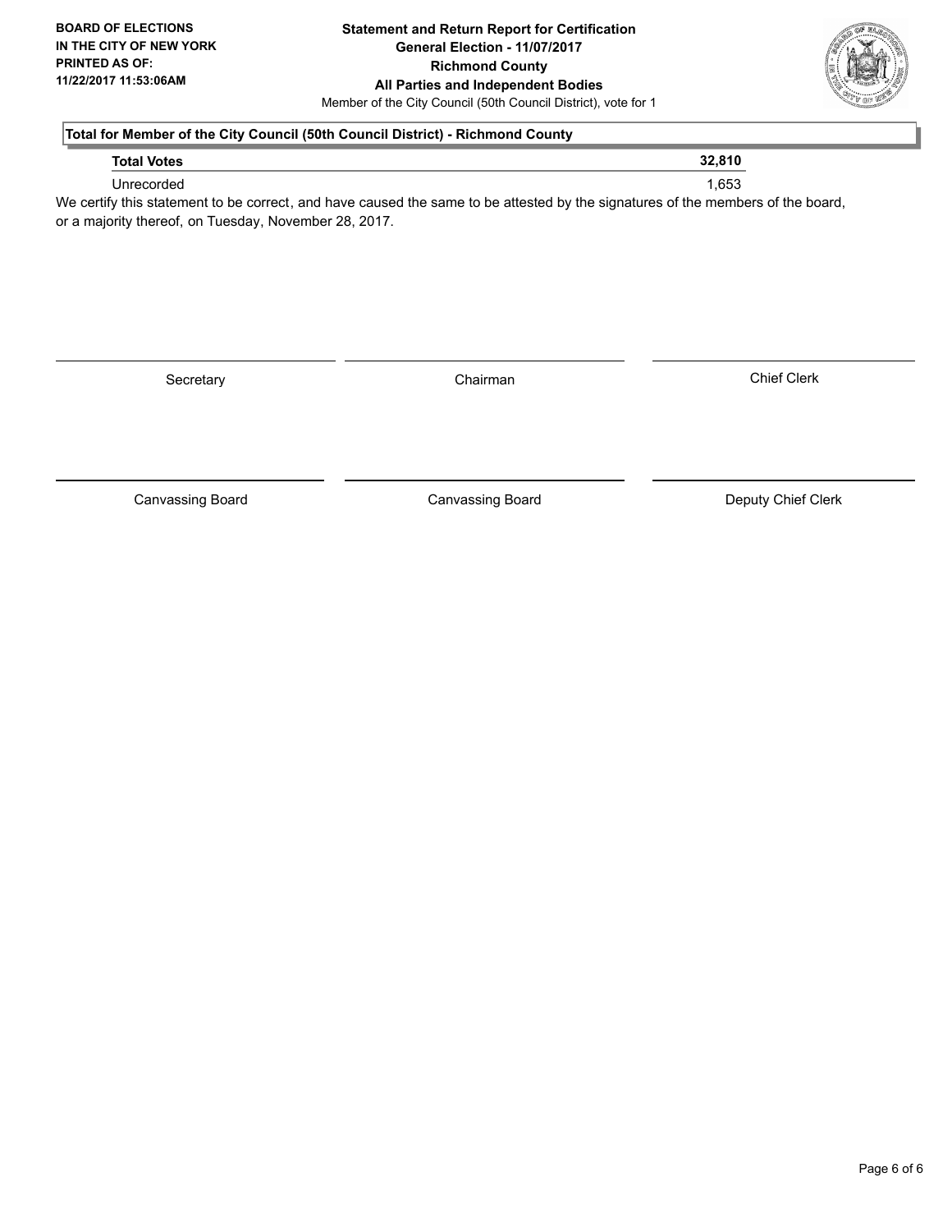**BOARD OF ELECTIONS IN THE CITY OF NEW YORK PRINTED AS OF: 11/22/2017 11:53:06AM**

**Statement and Return Report for Certification**
**General Election - 11/07/2017**
**Richmond County**
**All Parties and Independent Bodies**
Member of the City Council (50th Council District), vote for 1

**Total for Member of the City Council (50th Council District) - Richmond County**

| | |
|---|---|
| **Total Votes** | **32,810** |
| Unrecorded | 1,653 |

We certify this statement to be correct, and have caused the same to be attested by the signatures of the members of the board, or a majority thereof, on Tuesday, November 28, 2017.

| | | |
|---|---|---|
| Secretary | Chairman | Chief Clerk |
| Canvassing Board | Canvassing Board | Deputy Chief Clerk |